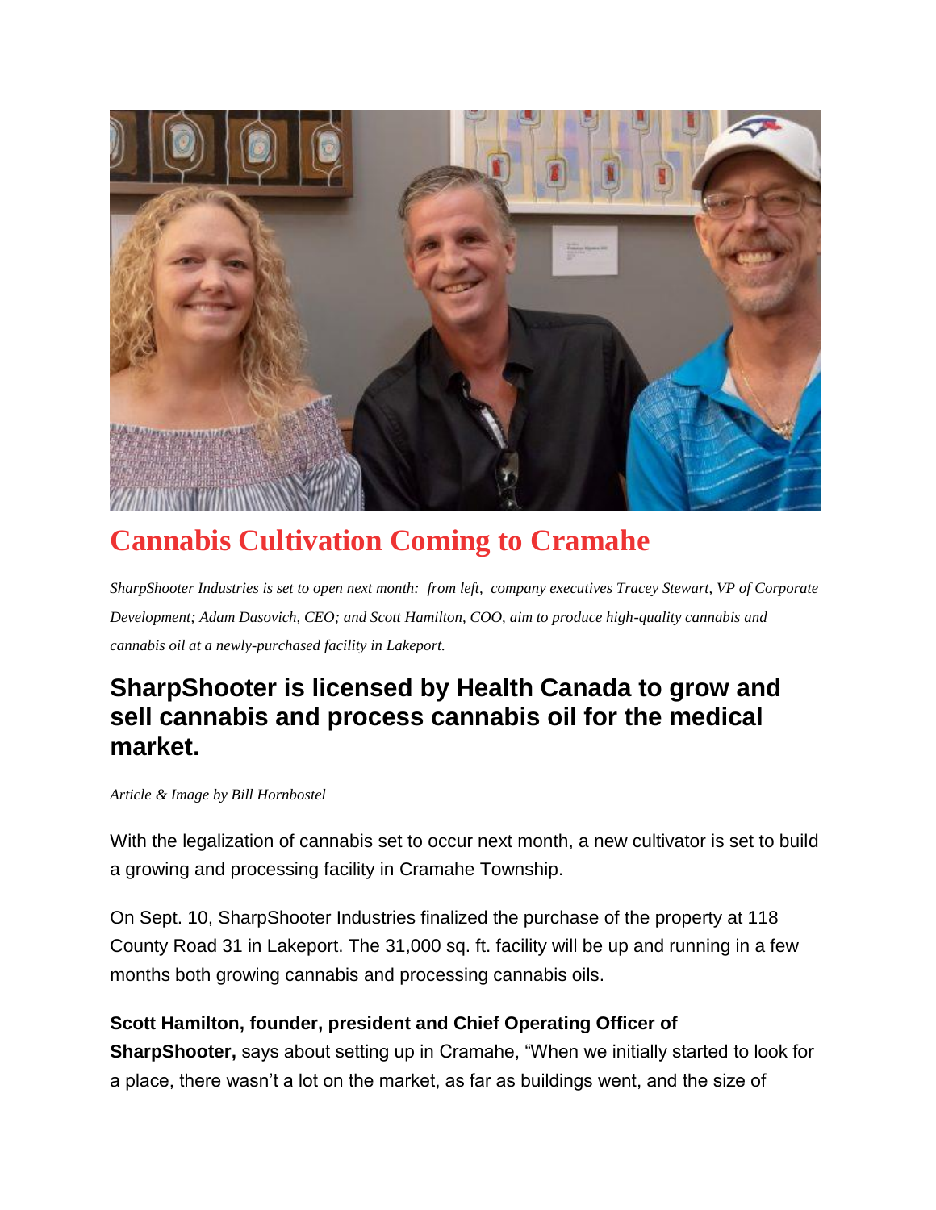# Cannabis Cultivation Coming to Cramahe

*SharpShooter Industries is set to open next month: from left, company executives Tracey Stewart, VP of Corporate Development; Adam Dasovich, CEO; and Scott Hamilton, COO, aim to produce high-quality cannabis and cannabis oil at a newly-purchased facility in Lakeport.*

## SharpShooter is licensed by Health Canada to grow and sell cannabis and process cannabis oil for the medical market.

*Article & Image by Bill Hornbostel*

With the legalization of cannabis set to occur next month, a new cultivator is set to build a growing and processing facility in Cramahe Township.

On Sept. 10, SharpShooter Industries finalized the purchase of the property at 118 County Road 31 in Lakeport. The 31,000 sq. ft. facility will be up and running in a few months both growing cannabis and processing cannabis oils.

**Scott Hamilton, founder, president and Chief Operating Officer of SharpShooter,** says about setting up in Cramahe, "When we initially started to look for a place, there wasn't a lot on the market, as far as buildings went, and the size of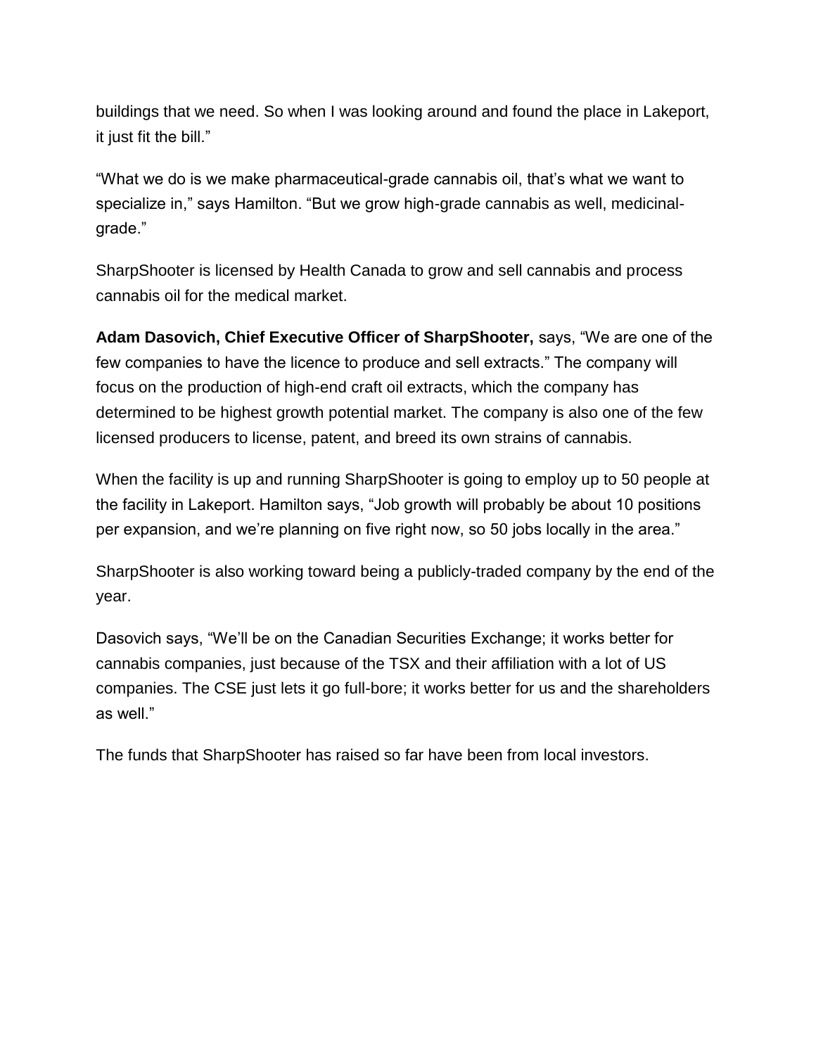buildings that we need. So when I was looking around and found the place in Lakeport, it just fit the bill."

"What we do is we make pharmaceutical-grade cannabis oil, that's what we want to specialize in," says Hamilton. "But we grow high-grade cannabis as well, medicinal-grade."

SharpShooter is licensed by Health Canada to grow and sell cannabis and process cannabis oil for the medical market.

**Adam Dasovich, Chief Executive Officer of SharpShooter,** says, "We are one of the few companies to have the licence to produce and sell extracts." The company will focus on the production of high-end craft oil extracts, which the company has determined to be highest growth potential market. The company is also one of the few licensed producers to license, patent, and breed its own strains of cannabis.

When the facility is up and running SharpShooter is going to employ up to 50 people at the facility in Lakeport. Hamilton says, "Job growth will probably be about 10 positions per expansion, and we're planning on five right now, so 50 jobs locally in the area."

SharpShooter is also working toward being a publicly-traded company by the end of the year.

Dasovich says, "We'll be on the Canadian Securities Exchange; it works better for cannabis companies, just because of the TSX and their affiliation with a lot of US companies. The CSE just lets it go full-bore; it works better for us and the shareholders as well."

The funds that SharpShooter has raised so far have been from local investors.